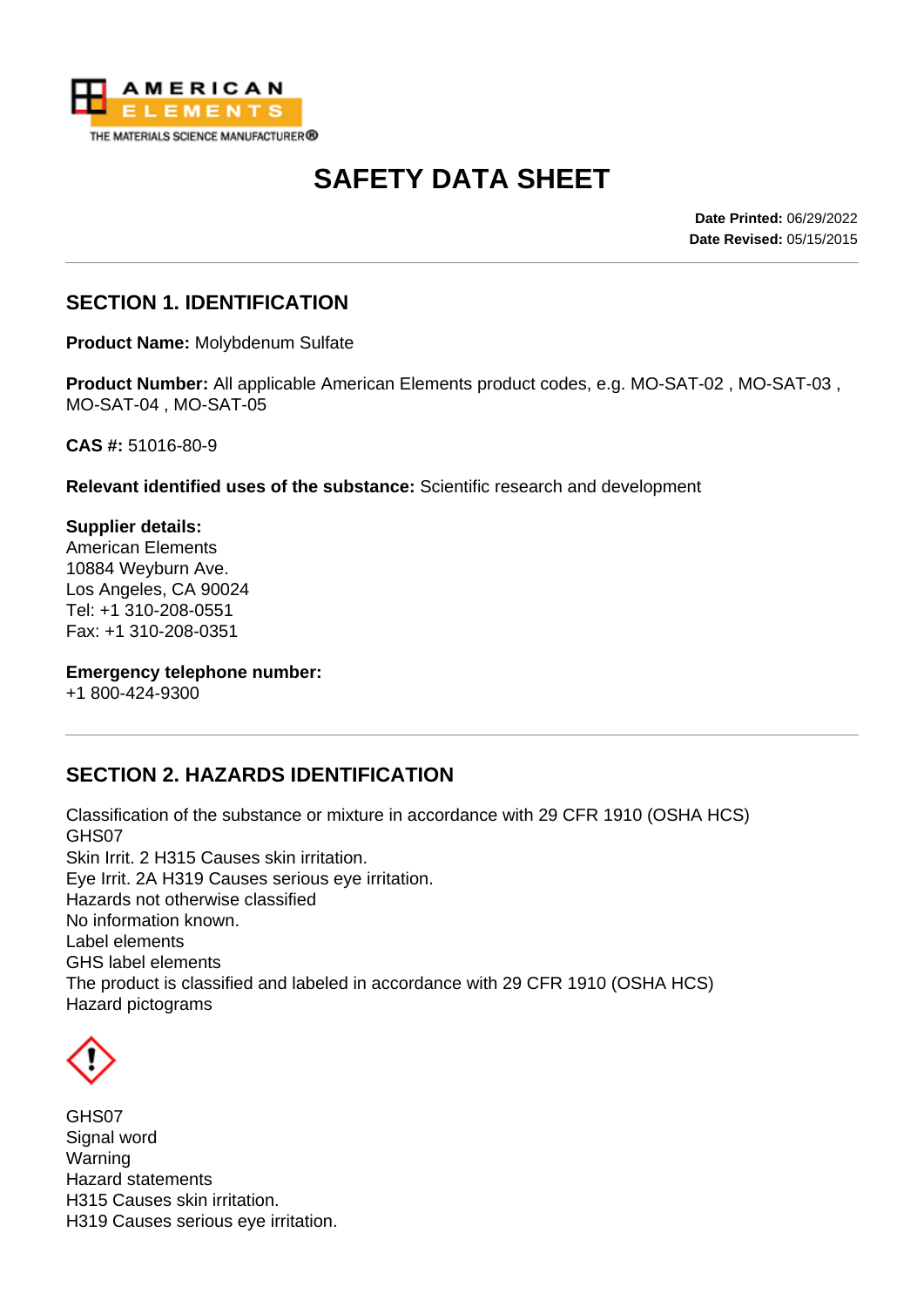AMERICAN ELEMENTS
THE MATERIALS SCIENCE MANUFACTURER®

# SAFETY DATA SHEET

**Date Printed:** 06/29/2022
**Date Revised:** 05/15/2015

## SECTION 1. IDENTIFICATION

**Product Name:** Molybdenum Sulfate

**Product Number:** All applicable American Elements product codes, e.g. MO-SAT-02 , MO-SAT-03 , MO-SAT-04 , MO-SAT-05

**CAS #:** 51016-80-9

**Relevant identified uses of the substance:** Scientific research and development

**Supplier details:**
American Elements
10884 Weyburn Ave.
Los Angeles, CA 90024
Tel: +1 310-208-0551
Fax: +1 310-208-0351

**Emergency telephone number:**
+1 800-424-9300

## SECTION 2. HAZARDS IDENTIFICATION

Classification of the substance or mixture in accordance with 29 CFR 1910 (OSHA HCS)
GHS07
Skin Irrit. 2 H315 Causes skin irritation.
Eye Irrit. 2A H319 Causes serious eye irritation.
Hazards not otherwise classified
No information known.
Label elements
GHS label elements
The product is classified and labeled in accordance with 29 CFR 1910 (OSHA HCS)
Hazard pictograms

GHS07
Signal word
Warning
Hazard statements
H315 Causes skin irritation.
H319 Causes serious eye irritation.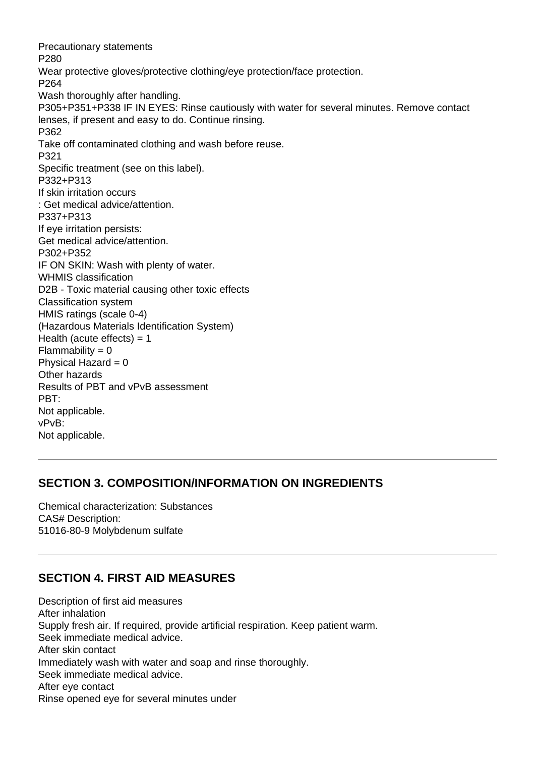Precautionary statements

P280

Wear protective gloves/protective clothing/eye protection/face protection.

P264

Wash thoroughly after handling.

P305+P351+P338 IF IN EYES: Rinse cautiously with water for several minutes. Remove contact lenses, if present and easy to do. Continue rinsing.

P362

Take off contaminated clothing and wash before reuse.

P321

Specific treatment (see on this label).

P332+P313

If skin irritation occurs

: Get medical advice/attention.

P337+P313

If eye irritation persists:

Get medical advice/attention.

P302+P352

IF ON SKIN: Wash with plenty of water.

WHMIS classification

D2B - Toxic material causing other toxic effects

Classification system

HMIS ratings (scale 0-4)

(Hazardous Materials Identification System)

Health (acute effects) = 1

Flammability = 0

Physical Hazard = 0

Other hazards

Results of PBT and vPvB assessment

PBT:

Not applicable.

vPvB:

Not applicable.

---

## SECTION 3. COMPOSITION/INFORMATION ON INGREDIENTS

Chemical characterization: Substances

CAS# Description:

51016-80-9 Molybdenum sulfate

---

## SECTION 4. FIRST AID MEASURES

Description of first aid measures

After inhalation

Supply fresh air. If required, provide artificial respiration. Keep patient warm.

Seek immediate medical advice.

After skin contact

Immediately wash with water and soap and rinse thoroughly.

Seek immediate medical advice.

After eye contact

Rinse opened eye for several minutes under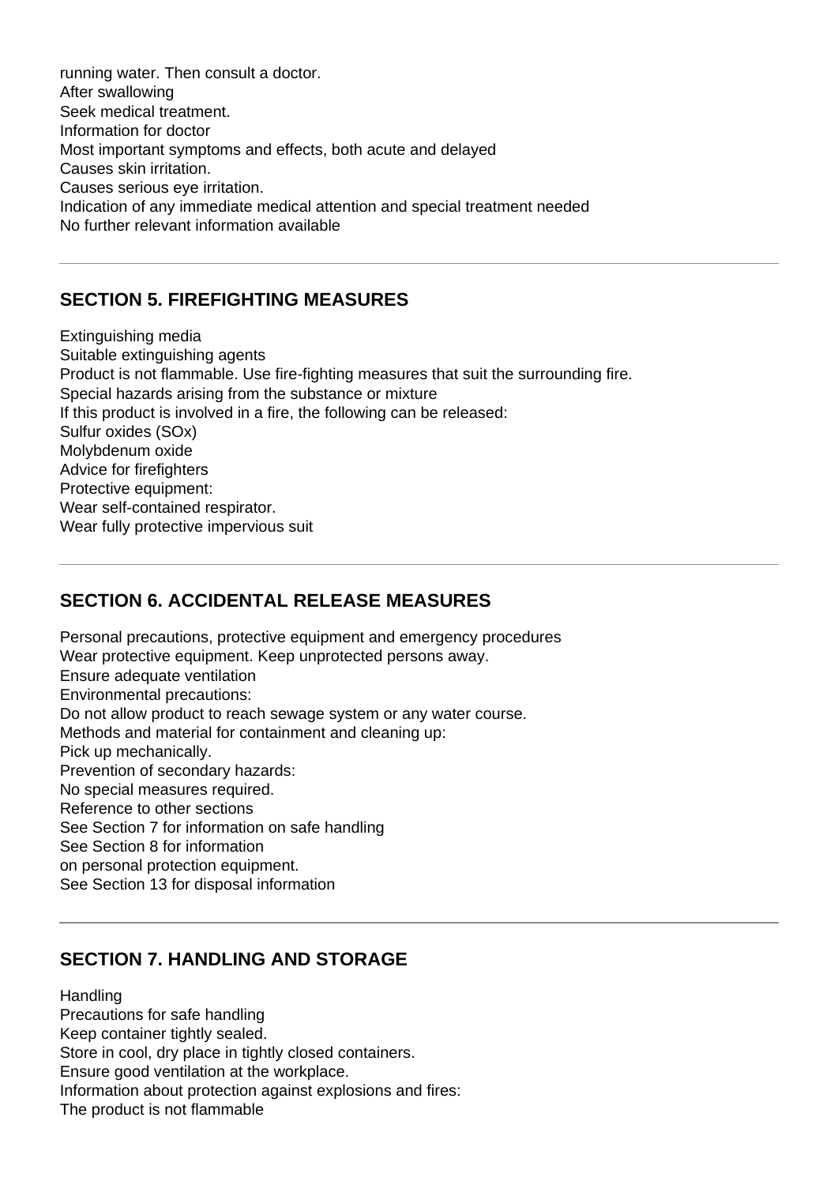running water. Then consult a doctor.
After swallowing
Seek medical treatment.
Information for doctor
Most important symptoms and effects, both acute and delayed
Causes skin irritation.
Causes serious eye irritation.
Indication of any immediate medical attention and special treatment needed
No further relevant information available

---

## SECTION 5. FIREFIGHTING MEASURES

Extinguishing media
Suitable extinguishing agents
Product is not flammable. Use fire-fighting measures that suit the surrounding fire.
Special hazards arising from the substance or mixture
If this product is involved in a fire, the following can be released:
Sulfur oxides (SOx)
Molybdenum oxide
Advice for firefighters
Protective equipment:
Wear self-contained respirator.
Wear fully protective impervious suit

---

## SECTION 6. ACCIDENTAL RELEASE MEASURES

Personal precautions, protective equipment and emergency procedures
Wear protective equipment. Keep unprotected persons away.
Ensure adequate ventilation
Environmental precautions:
Do not allow product to reach sewage system or any water course.
Methods and material for containment and cleaning up:
Pick up mechanically.
Prevention of secondary hazards:
No special measures required.
Reference to other sections
See Section 7 for information on safe handling
See Section 8 for information
on personal protection equipment.
See Section 13 for disposal information

---

## SECTION 7. HANDLING AND STORAGE

Handling
Precautions for safe handling
Keep container tightly sealed.
Store in cool, dry place in tightly closed containers.
Ensure good ventilation at the workplace.
Information about protection against explosions and fires:
The product is not flammable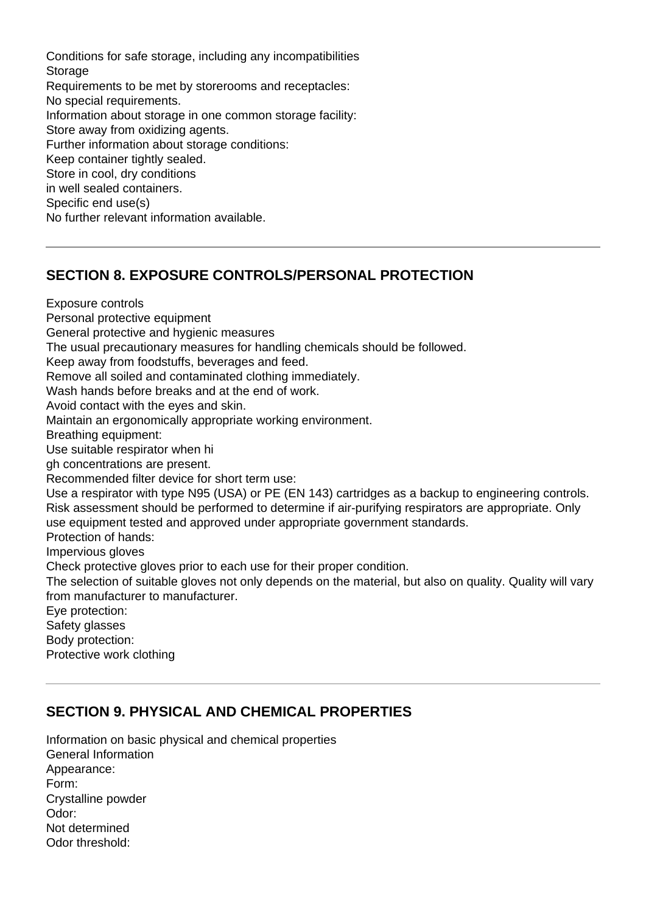Conditions for safe storage, including any incompatibilities
Storage
Requirements to be met by storerooms and receptacles:
No special requirements.
Information about storage in one common storage facility:
Store away from oxidizing agents.
Further information about storage conditions:
Keep container tightly sealed.
Store in cool, dry conditions
in well sealed containers.
Specific end use(s)
No further relevant information available.

---

## SECTION 8. EXPOSURE CONTROLS/PERSONAL PROTECTION

Exposure controls
Personal protective equipment
General protective and hygienic measures
The usual precautionary measures for handling chemicals should be followed.
Keep away from foodstuffs, beverages and feed.
Remove all soiled and contaminated clothing immediately.
Wash hands before breaks and at the end of work.
Avoid contact with the eyes and skin.
Maintain an ergonomically appropriate working environment.
Breathing equipment:
Use suitable respirator when hi
gh concentrations are present.
Recommended filter device for short term use:
Use a respirator with type N95 (USA) or PE (EN 143) cartridges as a backup to engineering controls. Risk assessment should be performed to determine if air-purifying respirators are appropriate. Only use equipment tested and approved under appropriate government standards.
Protection of hands:
Impervious gloves
Check protective gloves prior to each use for their proper condition.
The selection of suitable gloves not only depends on the material, but also on quality. Quality will vary from manufacturer to manufacturer.
Eye protection:
Safety glasses
Body protection:
Protective work clothing

---

## SECTION 9. PHYSICAL AND CHEMICAL PROPERTIES

Information on basic physical and chemical properties
General Information
Appearance:
Form:
Crystalline powder
Odor:
Not determined
Odor threshold: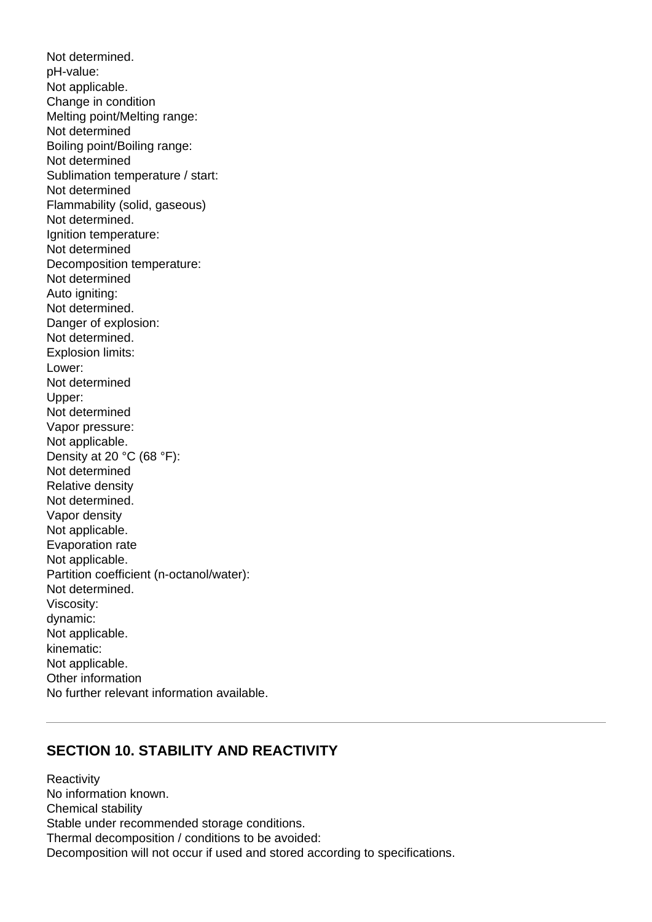Not determined.
pH-value:
Not applicable.
Change in condition
Melting point/Melting range:
Not determined
Boiling point/Boiling range:
Not determined
Sublimation temperature / start:
Not determined
Flammability (solid, gaseous)
Not determined.
Ignition temperature:
Not determined
Decomposition temperature:
Not determined
Auto igniting:
Not determined.
Danger of explosion:
Not determined.
Explosion limits:
Lower:
Not determined
Upper:
Not determined
Vapor pressure:
Not applicable.
Density at 20 °C (68 °F):
Not determined
Relative density
Not determined.
Vapor density
Not applicable.
Evaporation rate
Not applicable.
Partition coefficient (n-octanol/water):
Not determined.
Viscosity:
dynamic:
Not applicable.
kinematic:
Not applicable.
Other information
No further relevant information available.

---

## SECTION 10. STABILITY AND REACTIVITY

Reactivity
No information known.
Chemical stability
Stable under recommended storage conditions.
Thermal decomposition / conditions to be avoided:
Decomposition will not occur if used and stored according to specifications.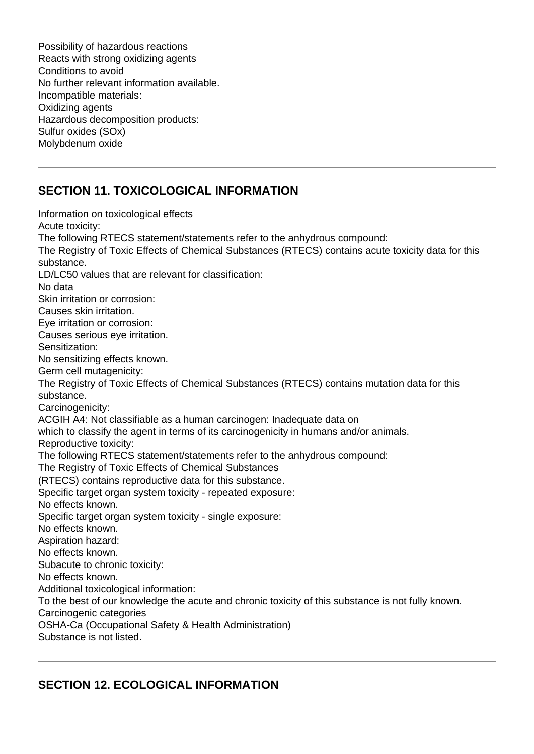Possibility of hazardous reactions
Reacts with strong oxidizing agents
Conditions to avoid
No further relevant information available.
Incompatible materials:
Oxidizing agents
Hazardous decomposition products:
Sulfur oxides (SOx)
Molybdenum oxide

---

## SECTION 11. TOXICOLOGICAL INFORMATION

Information on toxicological effects
Acute toxicity:
The following RTECS statement/statements refer to the anhydrous compound:
The Registry of Toxic Effects of Chemical Substances (RTECS) contains acute toxicity data for this substance.
LD/LC50 values that are relevant for classification:
No data
Skin irritation or corrosion:
Causes skin irritation.
Eye irritation or corrosion:
Causes serious eye irritation.
Sensitization:
No sensitizing effects known.
Germ cell mutagenicity:
The Registry of Toxic Effects of Chemical Substances (RTECS) contains mutation data for this substance.
Carcinogenicity:
ACGIH A4: Not classifiable as a human carcinogen: Inadequate data on
which to classify the agent in terms of its carcinogenicity in humans and/or animals.
Reproductive toxicity:
The following RTECS statement/statements refer to the anhydrous compound:
The Registry of Toxic Effects of Chemical Substances
(RTECS) contains reproductive data for this substance.
Specific target organ system toxicity - repeated exposure:
No effects known.
Specific target organ system toxicity - single exposure:
No effects known.
Aspiration hazard:
No effects known.
Subacute to chronic toxicity:
No effects known.
Additional toxicological information:
To the best of our knowledge the acute and chronic toxicity of this substance is not fully known.
Carcinogenic categories
OSHA-Ca (Occupational Safety & Health Administration)
Substance is not listed.

---

## SECTION 12. ECOLOGICAL INFORMATION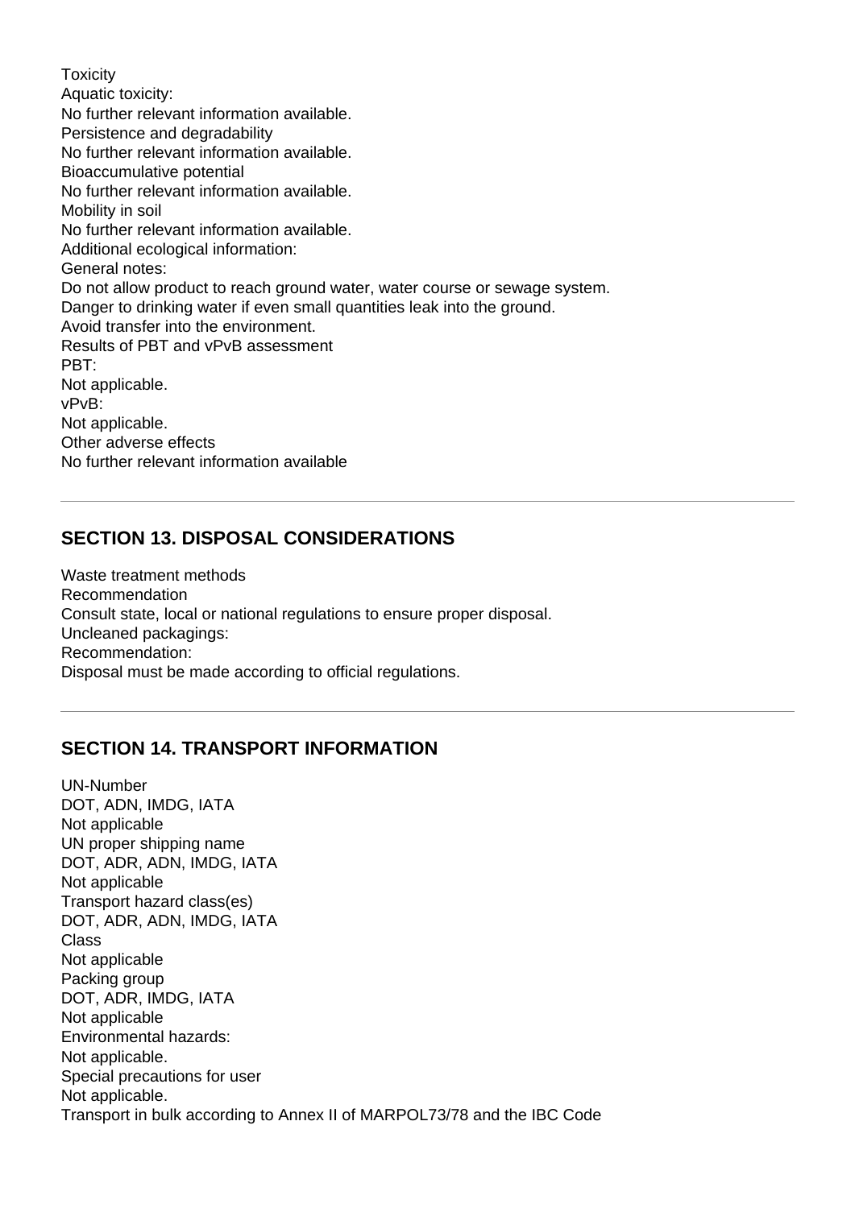Toxicity
Aquatic toxicity:
No further relevant information available.
Persistence and degradability
No further relevant information available.
Bioaccumulative potential
No further relevant information available.
Mobility in soil
No further relevant information available.
Additional ecological information:
General notes:
Do not allow product to reach ground water, water course or sewage system.
Danger to drinking water if even small quantities leak into the ground.
Avoid transfer into the environment.
Results of PBT and vPvB assessment
PBT:
Not applicable.
vPvB:
Not applicable.
Other adverse effects
No further relevant information available

---

## SECTION 13. DISPOSAL CONSIDERATIONS

Waste treatment methods
Recommendation
Consult state, local or national regulations to ensure proper disposal.
Uncleaned packagings:
Recommendation:
Disposal must be made according to official regulations.

---

## SECTION 14. TRANSPORT INFORMATION

UN-Number
DOT, ADN, IMDG, IATA
Not applicable
UN proper shipping name
DOT, ADR, ADN, IMDG, IATA
Not applicable
Transport hazard class(es)
DOT, ADR, ADN, IMDG, IATA
Class
Not applicable
Packing group
DOT, ADR, IMDG, IATA
Not applicable
Environmental hazards:
Not applicable.
Special precautions for user
Not applicable.
Transport in bulk according to Annex II of MARPOL73/78 and the IBC Code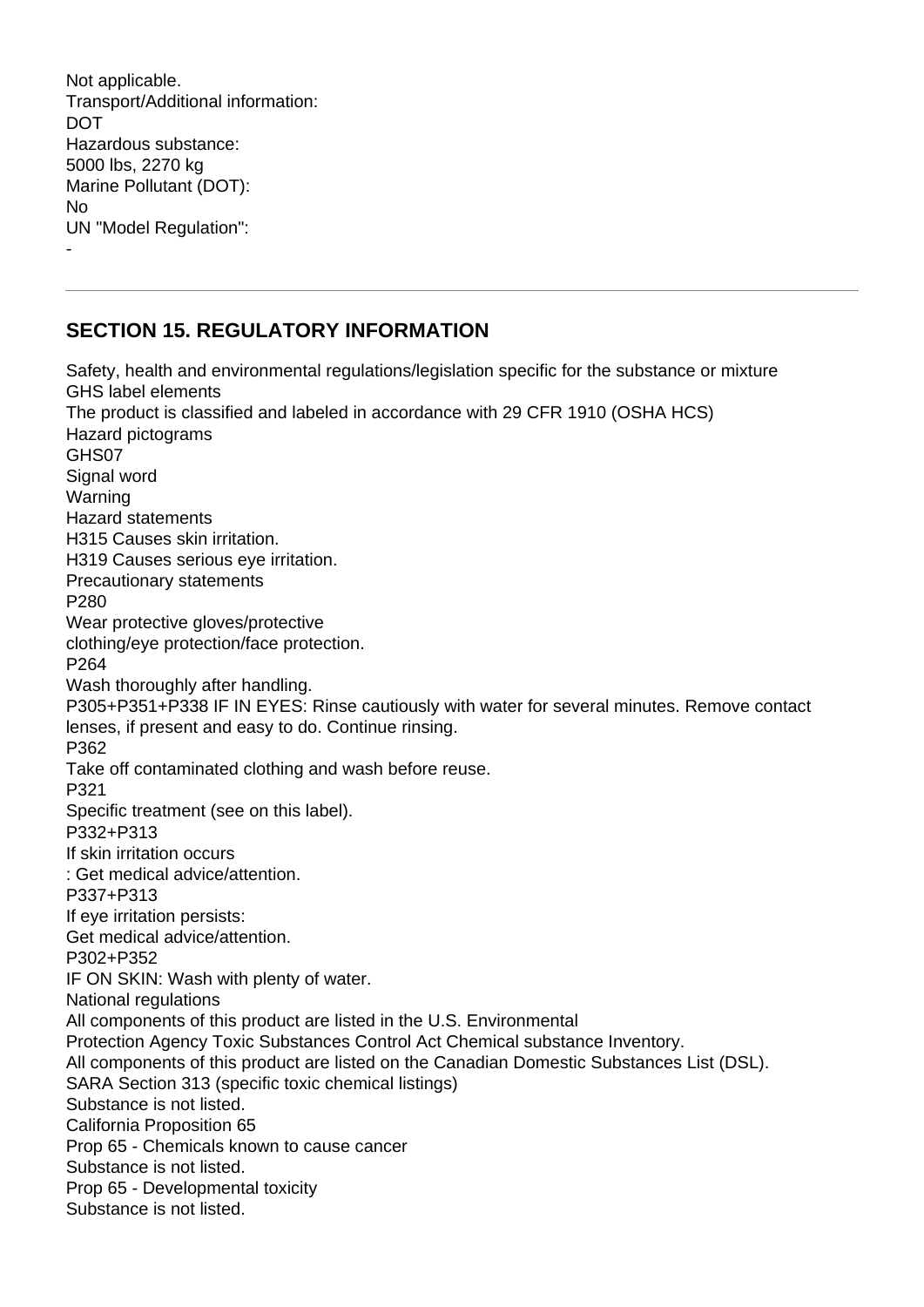Not applicable.
Transport/Additional information:
DOT
Hazardous substance:
5000 lbs, 2270 kg
Marine Pollutant (DOT):
No
UN "Model Regulation":
-

---

## SECTION 15. REGULATORY INFORMATION

Safety, health and environmental regulations/legislation specific for the substance or mixture
GHS label elements
The product is classified and labeled in accordance with 29 CFR 1910 (OSHA HCS)
Hazard pictograms
GHS07
Signal word
Warning
Hazard statements
H315 Causes skin irritation.
H319 Causes serious eye irritation.
Precautionary statements
P280
Wear protective gloves/protective
clothing/eye protection/face protection.
P264
Wash thoroughly after handling.
P305+P351+P338 IF IN EYES: Rinse cautiously with water for several minutes. Remove contact lenses, if present and easy to do. Continue rinsing.
P362
Take off contaminated clothing and wash before reuse.
P321
Specific treatment (see on this label).
P332+P313
If skin irritation occurs
: Get medical advice/attention.
P337+P313
If eye irritation persists:
Get medical advice/attention.
P302+P352
IF ON SKIN: Wash with plenty of water.
National regulations
All components of this product are listed in the U.S. Environmental
Protection Agency Toxic Substances Control Act Chemical substance Inventory.
All components of this product are listed on the Canadian Domestic Substances List (DSL).
SARA Section 313 (specific toxic chemical listings)
Substance is not listed.
California Proposition 65
Prop 65 - Chemicals known to cause cancer
Substance is not listed.
Prop 65 - Developmental toxicity
Substance is not listed.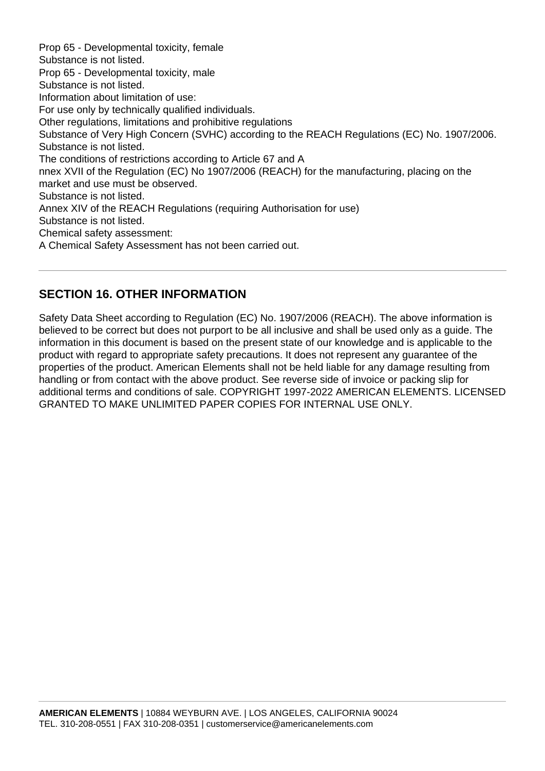Prop 65 - Developmental toxicity, female
Substance is not listed.
Prop 65 - Developmental toxicity, male
Substance is not listed.
Information about limitation of use:
For use only by technically qualified individuals.
Other regulations, limitations and prohibitive regulations
Substance of Very High Concern (SVHC) according to the REACH Regulations (EC) No. 1907/2006.
Substance is not listed.
The conditions of restrictions according to Article 67 and A
nnex XVII of the Regulation (EC) No 1907/2006 (REACH) for the manufacturing, placing on the market and use must be observed.
Substance is not listed.
Annex XIV of the REACH Regulations (requiring Authorisation for use)
Substance is not listed.
Chemical safety assessment:
A Chemical Safety Assessment has not been carried out.

---

## SECTION 16. OTHER INFORMATION

Safety Data Sheet according to Regulation (EC) No. 1907/2006 (REACH). The above information is believed to be correct but does not purport to be all inclusive and shall be used only as a guide. The information in this document is based on the present state of our knowledge and is applicable to the product with regard to appropriate safety precautions. It does not represent any guarantee of the properties of the product. American Elements shall not be held liable for any damage resulting from handling or from contact with the above product. See reverse side of invoice or packing slip for additional terms and conditions of sale. COPYRIGHT 1997-2022 AMERICAN ELEMENTS. LICENSED GRANTED TO MAKE UNLIMITED PAPER COPIES FOR INTERNAL USE ONLY.